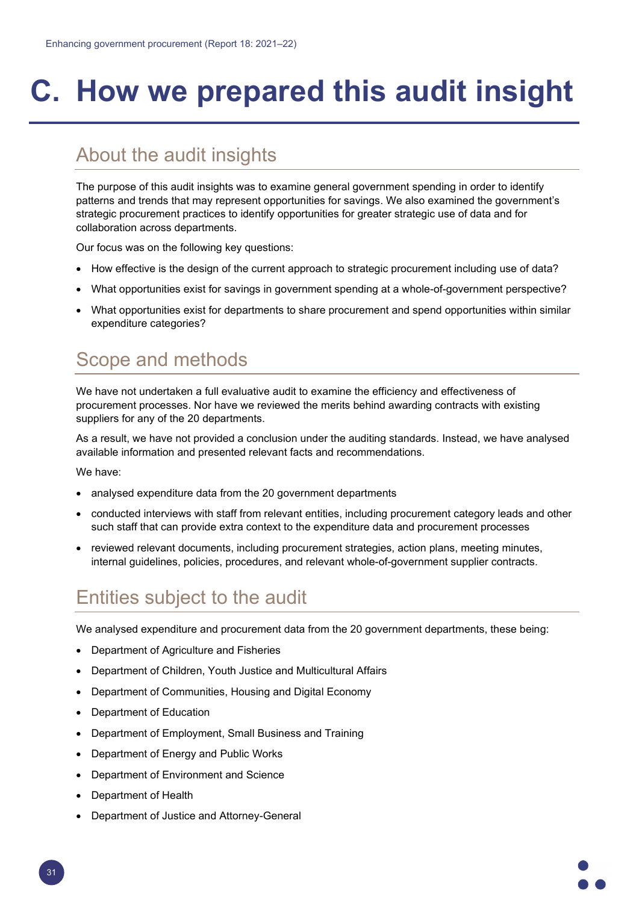# C. How we prepared this audit insight

## About the audit insights

The purpose of this audit insights was to examine general government spending in order to identify patterns and trends that may represent opportunities for savings. We also examined the government's strategic procurement practices to identify opportunities for greater strategic use of data and for collaboration across departments.

Our focus was on the following key questions:

- How effective is the design of the current approach to strategic procurement including use of data?
- What opportunities exist for savings in government spending at a whole-of-government perspective?
- What opportunities exist for departments to share procurement and spend opportunities within similar expenditure categories?

## Scope and methods

We have not undertaken a full evaluative audit to examine the efficiency and effectiveness of procurement processes. Nor have we reviewed the merits behind awarding contracts with existing suppliers for any of the 20 departments.

As a result, we have not provided a conclusion under the auditing standards. Instead, we have analysed available information and presented relevant facts and recommendations.

We have:

- analysed expenditure data from the 20 government departments
- conducted interviews with staff from relevant entities, including procurement category leads and other such staff that can provide extra context to the expenditure data and procurement processes
- reviewed relevant documents, including procurement strategies, action plans, meeting minutes, internal guidelines, policies, procedures, and relevant whole-of-government supplier contracts.

## Entities subject to the audit

We analysed expenditure and procurement data from the 20 government departments, these being:

- Department of Agriculture and Fisheries
- Department of Children, Youth Justice and Multicultural Affairs
- Department of Communities, Housing and Digital Economy
- Department of Education
- Department of Employment, Small Business and Training
- Department of Energy and Public Works
- Department of Environment and Science
- Department of Health
- Department of Justice and Attorney-General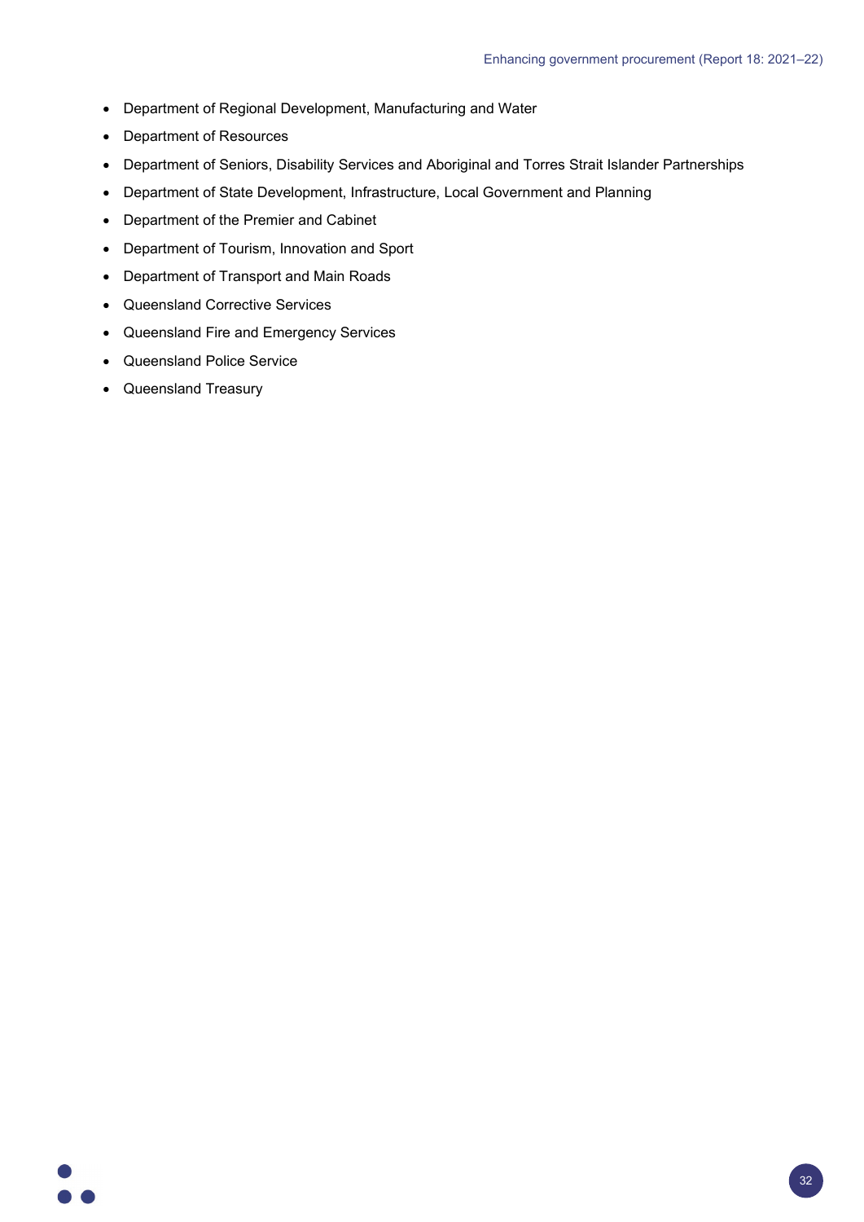- Department of Regional Development, Manufacturing and Water
- Department of Resources
- Department of Seniors, Disability Services and Aboriginal and Torres Strait Islander Partnerships
- Department of State Development, Infrastructure, Local Government and Planning
- Department of the Premier and Cabinet
- Department of Tourism, Innovation and Sport
- Department of Transport and Main Roads
- Queensland Corrective Services
- Queensland Fire and Emergency Services
- Queensland Police Service
- Queensland Treasury